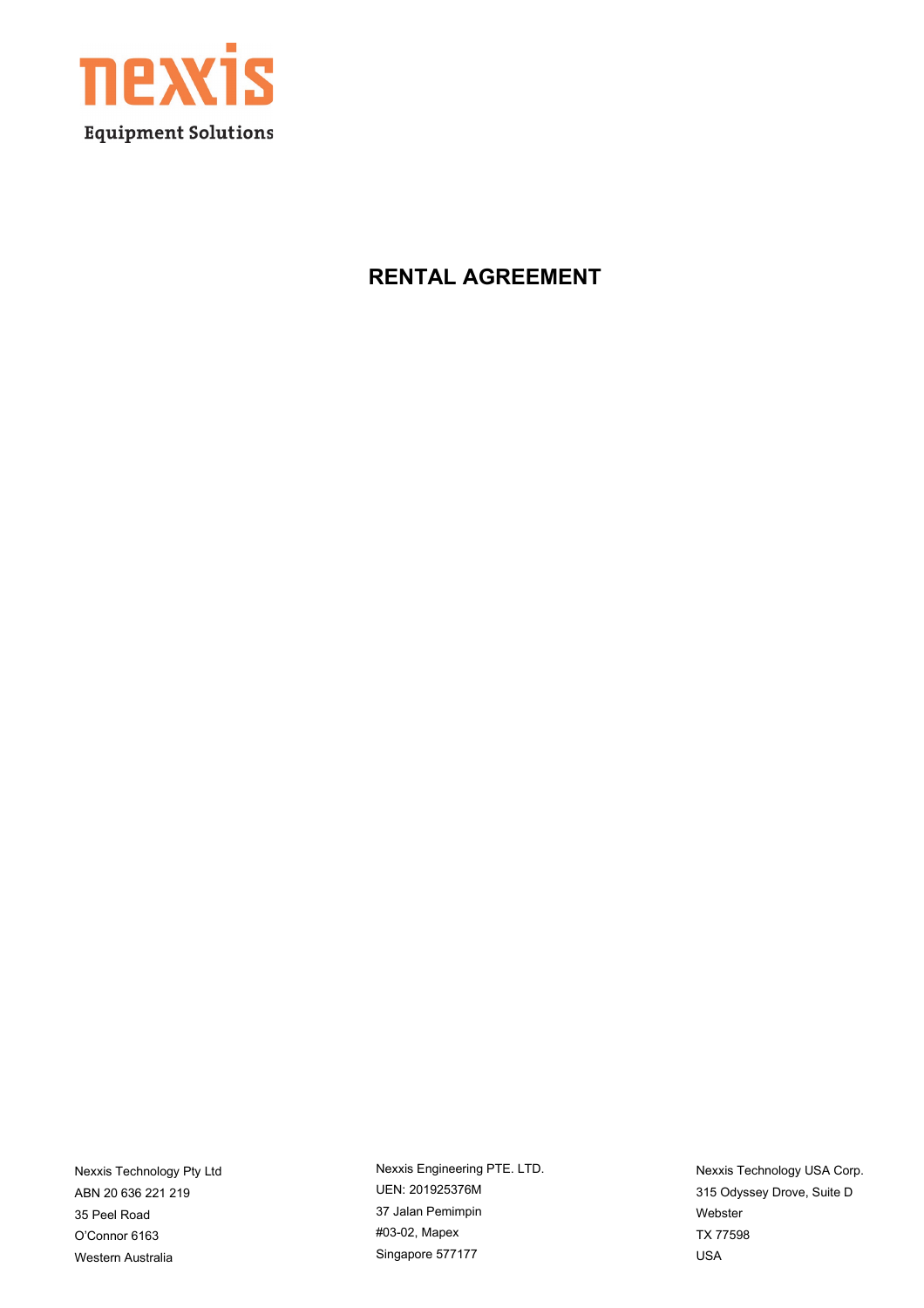nexxis

Equipment Solutions

# RENTAL AGREEMENT

Nexxis Technology Pty Ltd
ABN 20 636 221 219
35 Peel Road
O'Connor 6163
Western Australia

Nexxis Engineering PTE. LTD.
UEN: 201925376M
37 Jalan Pemimpin
#03-02, Mapex
Singapore 577177

Nexxis Technology USA Corp.
315 Odyssey Drove, Suite D
Webster
TX 77598
USA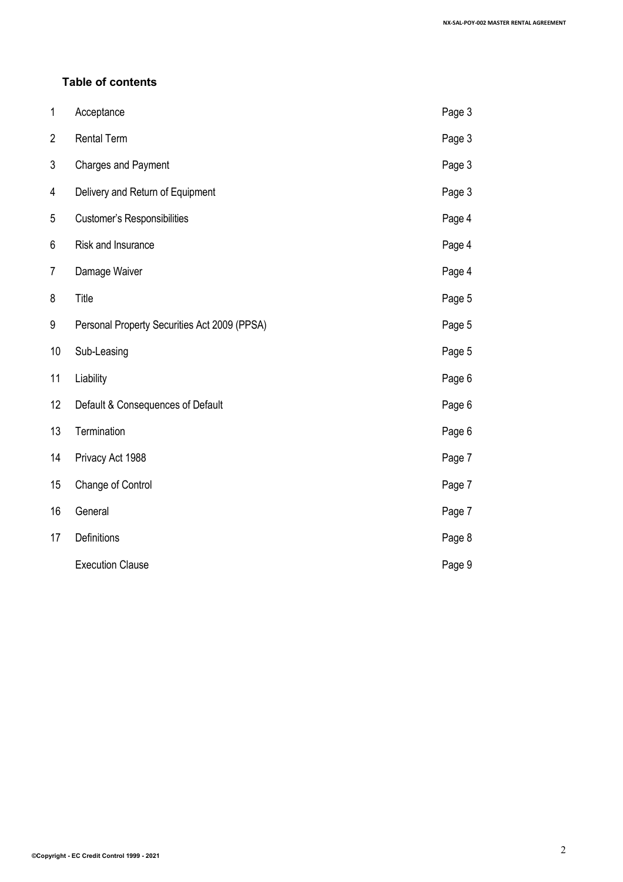## Table of contents

| | | |
|---|---|---|
| 1 | Acceptance | Page 3 |
| 2 | Rental Term | Page 3 |
| 3 | Charges and Payment | Page 3 |
| 4 | Delivery and Return of Equipment | Page 3 |
| 5 | Customer's Responsibilities | Page 4 |
| 6 | Risk and Insurance | Page 4 |
| 7 | Damage Waiver | Page 4 |
| 8 | Title | Page 5 |
| 9 | Personal Property Securities Act 2009 (PPSA) | Page 5 |
| 10 | Sub-Leasing | Page 5 |
| 11 | Liability | Page 6 |
| 12 | Default & Consequences of Default | Page 6 |
| 13 | Termination | Page 6 |
| 14 | Privacy Act 1988 | Page 7 |
| 15 | Change of Control | Page 7 |
| 16 | General | Page 7 |
| 17 | Definitions | Page 8 |
| | Execution Clause | Page 9 |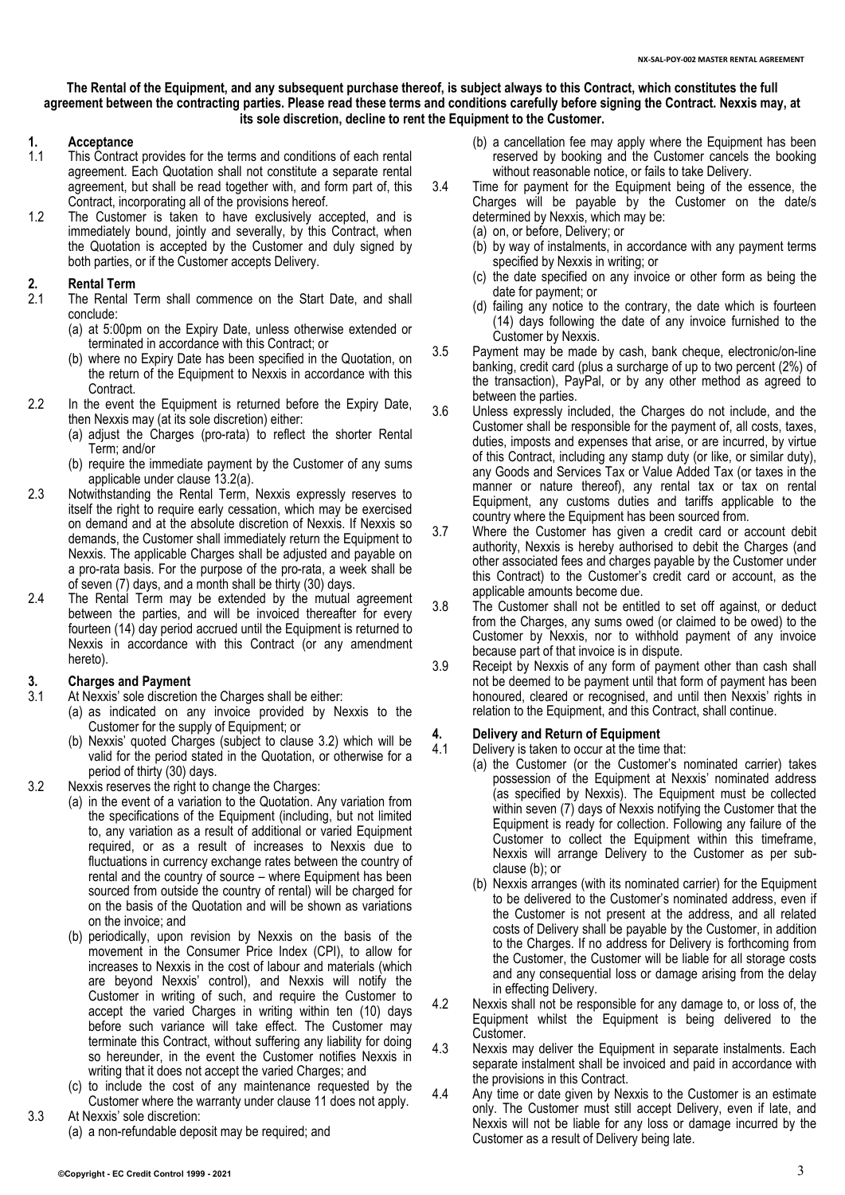**The Rental of the Equipment, and any subsequent purchase thereof, is subject always to this Contract, which constitutes the full agreement between the contracting parties. Please read these terms and conditions carefully before signing the Contract. Nexxis may, at its sole discretion, decline to rent the Equipment to the Customer.**

## 1. Acceptance

1.1 This Contract provides for the terms and conditions of each rental agreement. Each Quotation shall not constitute a separate rental agreement, but shall be read together with, and form part of, this Contract, incorporating all of the provisions hereof.

1.2 The Customer is taken to have exclusively accepted, and is immediately bound, jointly and severally, by this Contract, when the Quotation is accepted by the Customer and duly signed by both parties, or if the Customer accepts Delivery.

## 2. Rental Term

2.1 The Rental Term shall commence on the Start Date, and shall conclude:
(a) at 5:00pm on the Expiry Date, unless otherwise extended or terminated in accordance with this Contract; or
(b) where no Expiry Date has been specified in the Quotation, on the return of the Equipment to Nexxis in accordance with this Contract.

2.2 In the event the Equipment is returned before the Expiry Date, then Nexxis may (at its sole discretion) either:
(a) adjust the Charges (pro-rata) to reflect the shorter Rental Term; and/or
(b) require the immediate payment by the Customer of any sums applicable under clause 13.2(a).

2.3 Notwithstanding the Rental Term, Nexxis expressly reserves to itself the right to require early cessation, which may be exercised on demand and at the absolute discretion of Nexxis. If Nexxis so demands, the Customer shall immediately return the Equipment to Nexxis. The applicable Charges shall be adjusted and payable on a pro-rata basis. For the purpose of the pro-rata, a week shall be of seven (7) days, and a month shall be thirty (30) days.

2.4 The Rental Term may be extended by the mutual agreement between the parties, and will be invoiced thereafter for every fourteen (14) day period accrued until the Equipment is returned to Nexxis in accordance with this Contract (or any amendment hereto).

## 3. Charges and Payment

3.1 At Nexxis' sole discretion the Charges shall be either:
(a) as indicated on any invoice provided by Nexxis to the Customer for the supply of Equipment; or
(b) Nexxis' quoted Charges (subject to clause 3.2) which will be valid for the period stated in the Quotation, or otherwise for a period of thirty (30) days.

3.2 Nexxis reserves the right to change the Charges:
(a) in the event of a variation to the Quotation. Any variation from the specifications of the Equipment (including, but not limited to, any variation as a result of additional or varied Equipment required, or as a result of increases to Nexxis due to fluctuations in currency exchange rates between the country of rental and the country of source – where Equipment has been sourced from outside the country of rental) will be charged for on the basis of the Quotation and will be shown as variations on the invoice; and
(b) periodically, upon revision by Nexxis on the basis of the movement in the Consumer Price Index (CPI), to allow for increases to Nexxis in the cost of labour and materials (which are beyond Nexxis' control), and Nexxis will notify the Customer in writing of such, and require the Customer to accept the varied Charges in writing within ten (10) days before such variance will take effect. The Customer may terminate this Contract, without suffering any liability for doing so hereunder, in the event the Customer notifies Nexxis in writing that it does not accept the varied Charges; and
(c) to include the cost of any maintenance requested by the Customer where the warranty under clause 11 does not apply.

3.3 At Nexxis' sole discretion:
(a) a non-refundable deposit may be required; and
(b) a cancellation fee may apply where the Equipment has been reserved by booking and the Customer cancels the booking without reasonable notice, or fails to take Delivery.

3.4 Time for payment for the Equipment being of the essence, the Charges will be payable by the Customer on the date/s determined by Nexxis, which may be:
(a) on, or before, Delivery; or
(b) by way of instalments, in accordance with any payment terms specified by Nexxis in writing; or
(c) the date specified on any invoice or other form as being the date for payment; or
(d) failing any notice to the contrary, the date which is fourteen (14) days following the date of any invoice furnished to the Customer by Nexxis.

3.5 Payment may be made by cash, bank cheque, electronic/on-line banking, credit card (plus a surcharge of up to two percent (2%) of the transaction), PayPal, or by any other method as agreed to between the parties.

3.6 Unless expressly included, the Charges do not include, and the Customer shall be responsible for the payment of, all costs, taxes, duties, imposts and expenses that arise, or are incurred, by virtue of this Contract, including any stamp duty (or like, or similar duty), any Goods and Services Tax or Value Added Tax (or taxes in the manner or nature thereof), any rental tax or tax on rental Equipment, any customs duties and tariffs applicable to the country where the Equipment has been sourced from.

3.7 Where the Customer has given a credit card or account debit authority, Nexxis is hereby authorised to debit the Charges (and other associated fees and charges payable by the Customer under this Contract) to the Customer's credit card or account, as the applicable amounts become due.

3.8 The Customer shall not be entitled to set off against, or deduct from the Charges, any sums owed (or claimed to be owed) to the Customer by Nexxis, nor to withhold payment of any invoice because part of that invoice is in dispute.

3.9 Receipt by Nexxis of any form of payment other than cash shall not be deemed to be payment until that form of payment has been honoured, cleared or recognised, and until then Nexxis' rights in relation to the Equipment, and this Contract, shall continue.

## 4. Delivery and Return of Equipment

4.1 Delivery is taken to occur at the time that:
(a) the Customer (or the Customer's nominated carrier) takes possession of the Equipment at Nexxis' nominated address (as specified by Nexxis). The Equipment must be collected within seven (7) days of Nexxis notifying the Customer that the Equipment is ready for collection. Following any failure of the Customer to collect the Equipment within this timeframe, Nexxis will arrange Delivery to the Customer as per sub-clause (b); or
(b) Nexxis arranges (with its nominated carrier) for the Equipment to be delivered to the Customer's nominated address, even if the Customer is not present at the address, and all related costs of Delivery shall be payable by the Customer, in addition to the Charges. If no address for Delivery is forthcoming from the Customer, the Customer will be liable for all storage costs and any consequential loss or damage arising from the delay in effecting Delivery.

4.2 Nexxis shall not be responsible for any damage to, or loss of, the Equipment whilst the Equipment is being delivered to the Customer.

4.3 Nexxis may deliver the Equipment in separate instalments. Each separate instalment shall be invoiced and paid in accordance with the provisions in this Contract.

4.4 Any time or date given by Nexxis to the Customer is an estimate only. The Customer must still accept Delivery, even if late, and Nexxis will not be liable for any loss or damage incurred by the Customer as a result of Delivery being late.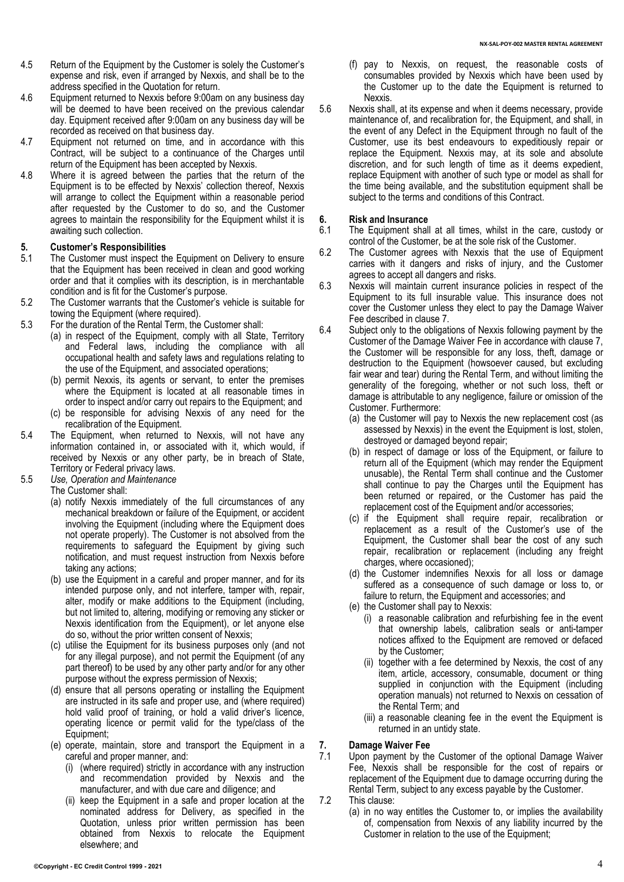4.5 Return of the Equipment by the Customer is solely the Customer's expense and risk, even if arranged by Nexxis, and shall be to the address specified in the Quotation for return.

4.6 Equipment returned to Nexxis before 9:00am on any business day will be deemed to have been received on the previous calendar day. Equipment received after 9:00am on any business day will be recorded as received on that business day.

4.7 Equipment not returned on time, and in accordance with this Contract, will be subject to a continuance of the Charges until return of the Equipment has been accepted by Nexxis.

4.8 Where it is agreed between the parties that the return of the Equipment is to be effected by Nexxis' collection thereof, Nexxis will arrange to collect the Equipment within a reasonable period after requested by the Customer to do so, and the Customer agrees to maintain the responsibility for the Equipment whilst it is awaiting such collection.

## 5. Customer's Responsibilities

5.1 The Customer must inspect the Equipment on Delivery to ensure that the Equipment has been received in clean and good working order and that it complies with its description, is in merchantable condition and is fit for the Customer's purpose.

5.2 The Customer warrants that the Customer's vehicle is suitable for towing the Equipment (where required).

5.3 For the duration of the Rental Term, the Customer shall:

(a) in respect of the Equipment, comply with all State, Territory and Federal laws, including the compliance with all occupational health and safety laws and regulations relating to the use of the Equipment, and associated operations;

(b) permit Nexxis, its agents or servant, to enter the premises where the Equipment is located at all reasonable times in order to inspect and/or carry out repairs to the Equipment; and

(c) be responsible for advising Nexxis of any need for the recalibration of the Equipment.

5.4 The Equipment, when returned to Nexxis, will not have any information contained in, or associated with it, which would, if received by Nexxis or any other party, be in breach of State, Territory or Federal privacy laws.

5.5 *Use, Operation and Maintenance*

The Customer shall:

(a) notify Nexxis immediately of the full circumstances of any mechanical breakdown or failure of the Equipment, or accident involving the Equipment (including where the Equipment does not operate properly). The Customer is not absolved from the requirements to safeguard the Equipment by giving such notification, and must request instruction from Nexxis before taking any actions;

(b) use the Equipment in a careful and proper manner, and for its intended purpose only, and not interfere, tamper with, repair, alter, modify or make additions to the Equipment (including, but not limited to, altering, modifying or removing any sticker or Nexxis identification from the Equipment), or let anyone else do so, without the prior written consent of Nexxis;

(c) utilise the Equipment for its business purposes only (and not for any illegal purpose), and not permit the Equipment (of any part thereof) to be used by any other party and/or for any other purpose without the express permission of Nexxis;

(d) ensure that all persons operating or installing the Equipment are instructed in its safe and proper use, and (where required) hold valid proof of training, or hold a valid driver's licence, operating licence or permit valid for the type/class of the Equipment;

(e) operate, maintain, store and transport the Equipment in a careful and proper manner, and:

(i) (where required) strictly in accordance with any instruction and recommendation provided by Nexxis and the manufacturer, and with due care and diligence; and

(ii) keep the Equipment in a safe and proper location at the nominated address for Delivery, as specified in the Quotation, unless prior written permission has been obtained from Nexxis to relocate the Equipment elsewhere; and

(f) pay to Nexxis, on request, the reasonable costs of consumables provided by Nexxis which have been used by the Customer up to the date the Equipment is returned to Nexxis.

5.6 Nexxis shall, at its expense and when it deems necessary, provide maintenance of, and recalibration for, the Equipment, and shall, in the event of any Defect in the Equipment through no fault of the Customer, use its best endeavours to expeditiously repair or replace the Equipment. Nexxis may, at its sole and absolute discretion, and for such length of time as it deems expedient, replace Equipment with another of such type or model as shall for the time being available, and the substitution equipment shall be subject to the terms and conditions of this Contract.

## 6. Risk and Insurance

6.1 The Equipment shall at all times, whilst in the care, custody or control of the Customer, be at the sole risk of the Customer.

6.2 The Customer agrees with Nexxis that the use of Equipment carries with it dangers and risks of injury, and the Customer agrees to accept all dangers and risks.

6.3 Nexxis will maintain current insurance policies in respect of the Equipment to its full insurable value. This insurance does not cover the Customer unless they elect to pay the Damage Waiver Fee described in clause 7.

6.4 Subject only to the obligations of Nexxis following payment by the Customer of the Damage Waiver Fee in accordance with clause 7, the Customer will be responsible for any loss, theft, damage or destruction to the Equipment (howsoever caused, but excluding fair wear and tear) during the Rental Term, and without limiting the generality of the foregoing, whether or not such loss, theft or damage is attributable to any negligence, failure or omission of the Customer. Furthermore:

(a) the Customer will pay to Nexxis the new replacement cost (as assessed by Nexxis) in the event the Equipment is lost, stolen, destroyed or damaged beyond repair;

(b) in respect of damage or loss of the Equipment, or failure to return all of the Equipment (which may render the Equipment unusable), the Rental Term shall continue and the Customer shall continue to pay the Charges until the Equipment has been returned or repaired, or the Customer has paid the replacement cost of the Equipment and/or accessories;

(c) if the Equipment shall require repair, recalibration or replacement as a result of the Customer's use of the Equipment, the Customer shall bear the cost of any such repair, recalibration or replacement (including any freight charges, where occasioned);

(d) the Customer indemnifies Nexxis for all loss or damage suffered as a consequence of such damage or loss to, or failure to return, the Equipment and accessories; and

(e) the Customer shall pay to Nexxis:

(i) a reasonable calibration and refurbishing fee in the event that ownership labels, calibration seals or anti-tamper notices affixed to the Equipment are removed or defaced by the Customer;

(ii) together with a fee determined by Nexxis, the cost of any item, article, accessory, consumable, document or thing supplied in conjunction with the Equipment (including operation manuals) not returned to Nexxis on cessation of the Rental Term; and

(iii) a reasonable cleaning fee in the event the Equipment is returned in an untidy state.

## 7. Damage Waiver Fee

7.1 Upon payment by the Customer of the optional Damage Waiver Fee, Nexxis shall be responsible for the cost of repairs or replacement of the Equipment due to damage occurring during the Rental Term, subject to any excess payable by the Customer.

7.2 This clause:

(a) in no way entitles the Customer to, or implies the availability of, compensation from Nexxis of any liability incurred by the Customer in relation to the use of the Equipment;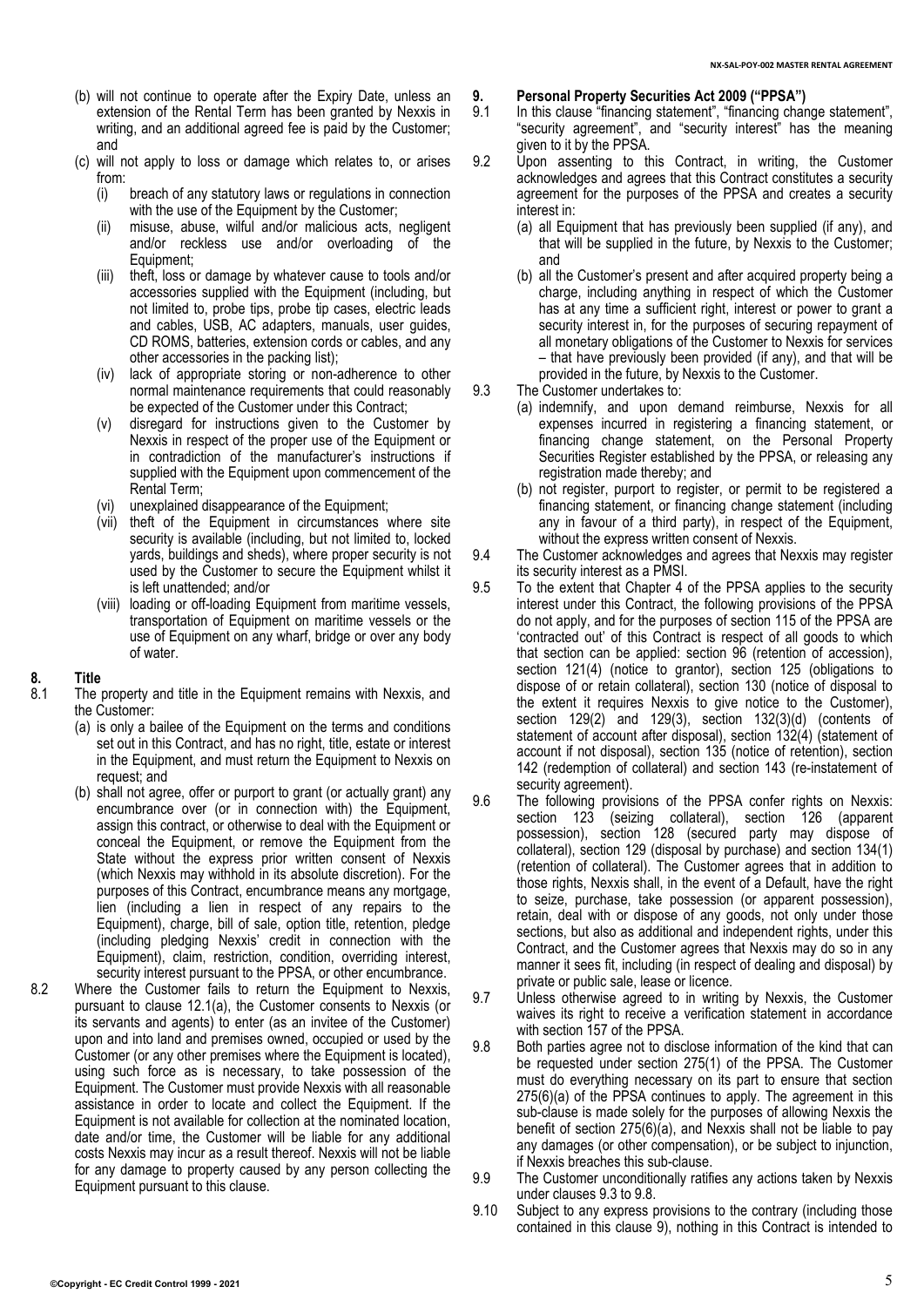(b) will not continue to operate after the Expiry Date, unless an extension of the Rental Term has been granted by Nexxis in writing, and an additional agreed fee is paid by the Customer; and

(c) will not apply to loss or damage which relates to, or arises from:

   (i) breach of any statutory laws or regulations in connection with the use of the Equipment by the Customer;

   (ii) misuse, abuse, wilful and/or malicious acts, negligent and/or reckless use and/or overloading of the Equipment;

   (iii) theft, loss or damage by whatever cause to tools and/or accessories supplied with the Equipment (including, but not limited to, probe tips, probe tip cases, electric leads and cables, USB, AC adapters, manuals, user guides, CD ROMS, batteries, extension cords or cables, and any other accessories in the packing list);

   (iv) lack of appropriate storing or non-adherence to other normal maintenance requirements that could reasonably be expected of the Customer under this Contract;

   (v) disregard for instructions given to the Customer by Nexxis in respect of the proper use of the Equipment or in contradiction of the manufacturer's instructions if supplied with the Equipment upon commencement of the Rental Term;

   (vi) unexplained disappearance of the Equipment;

   (vii) theft of the Equipment in circumstances where site security is available (including, but not limited to, locked yards, buildings and sheds), where proper security is not used by the Customer to secure the Equipment whilst it is left unattended; and/or

   (viii) loading or off-loading Equipment from maritime vessels, transportation of Equipment on maritime vessels or the use of Equipment on any wharf, bridge or over any body of water.

## 8. Title

8.1 The property and title in the Equipment remains with Nexxis, and the Customer:

(a) is only a bailee of the Equipment on the terms and conditions set out in this Contract, and has no right, title, estate or interest in the Equipment, and must return the Equipment to Nexxis on request; and

(b) shall not agree, offer or purport to grant (or actually grant) any encumbrance over (or in connection with) the Equipment, assign this contract, or otherwise to deal with the Equipment or conceal the Equipment, or remove the Equipment from the State without the express prior written consent of Nexxis (which Nexxis may withhold in its absolute discretion). For the purposes of this Contract, encumbrance means any mortgage, lien (including a lien in respect of any repairs to the Equipment), charge, bill of sale, option title, retention, pledge (including pledging Nexxis' credit in connection with the Equipment), claim, restriction, condition, overriding interest, security interest pursuant to the PPSA, or other encumbrance.

8.2 Where the Customer fails to return the Equipment to Nexxis, pursuant to clause 12.1(a), the Customer consents to Nexxis (or its servants and agents) to enter (as an invitee of the Customer) upon and into land and premises owned, occupied or used by the Customer (or any other premises where the Equipment is located), using such force as is necessary, to take possession of the Equipment. The Customer must provide Nexxis with all reasonable assistance in order to locate and collect the Equipment. If the Equipment is not available for collection at the nominated location, date and/or time, the Customer will be liable for any additional costs Nexxis may incur as a result thereof. Nexxis will not be liable for any damage to property caused by any person collecting the Equipment pursuant to this clause.

## 9. Personal Property Securities Act 2009 ("PPSA")

9.1 In this clause "financing statement", "financing change statement", "security agreement", and "security interest" has the meaning given to it by the PPSA.

9.2 Upon assenting to this Contract, in writing, the Customer acknowledges and agrees that this Contract constitutes a security agreement for the purposes of the PPSA and creates a security interest in:

(a) all Equipment that has previously been supplied (if any), and that will be supplied in the future, by Nexxis to the Customer; and

(b) all the Customer's present and after acquired property being a charge, including anything in respect of which the Customer has at any time a sufficient right, interest or power to grant a security interest in, for the purposes of securing repayment of all monetary obligations of the Customer to Nexxis for services – that have previously been provided (if any), and that will be provided in the future, by Nexxis to the Customer.

9.3 The Customer undertakes to:

(a) indemnify, and upon demand reimburse, Nexxis for all expenses incurred in registering a financing statement, or financing change statement, on the Personal Property Securities Register established by the PPSA, or releasing any registration made thereby; and

(b) not register, purport to register, or permit to be registered a financing statement, or financing change statement (including any in favour of a third party), in respect of the Equipment, without the express written consent of Nexxis.

9.4 The Customer acknowledges and agrees that Nexxis may register its security interest as a PMSI.

9.5 To the extent that Chapter 4 of the PPSA applies to the security interest under this Contract, the following provisions of the PPSA do not apply, and for the purposes of section 115 of the PPSA are 'contracted out' of this Contract is respect of all goods to which that section can be applied: section 96 (retention of accession), section 121(4) (notice to grantor), section 125 (obligations to dispose of or retain collateral), section 130 (notice of disposal to the extent it requires Nexxis to give notice to the Customer), section 129(2) and 129(3), section 132(3)(d) (contents of statement of account after disposal), section 132(4) (statement of account if not disposal), section 135 (notice of retention), section 142 (redemption of collateral) and section 143 (re-instatement of security agreement).

9.6 The following provisions of the PPSA confer rights on Nexxis: section 123 (seizing collateral), section 126 (apparent possession), section 128 (secured party may dispose of collateral), section 129 (disposal by purchase) and section 134(1) (retention of collateral). The Customer agrees that in addition to those rights, Nexxis shall, in the event of a Default, have the right to seize, purchase, take possession (or apparent possession), retain, deal with or dispose of any goods, not only under those sections, but also as additional and independent rights, under this Contract, and the Customer agrees that Nexxis may do so in any manner it sees fit, including (in respect of dealing and disposal) by private or public sale, lease or licence.

9.7 Unless otherwise agreed to in writing by Nexxis, the Customer waives its right to receive a verification statement in accordance with section 157 of the PPSA.

9.8 Both parties agree not to disclose information of the kind that can be requested under section 275(1) of the PPSA. The Customer must do everything necessary on its part to ensure that section 275(6)(a) of the PPSA continues to apply. The agreement in this sub-clause is made solely for the purposes of allowing Nexxis the benefit of section 275(6)(a), and Nexxis shall not be liable to pay any damages (or other compensation), or be subject to injunction, if Nexxis breaches this sub-clause.

9.9 The Customer unconditionally ratifies any actions taken by Nexxis under clauses 9.3 to 9.8.

9.10 Subject to any express provisions to the contrary (including those contained in this clause 9), nothing in this Contract is intended to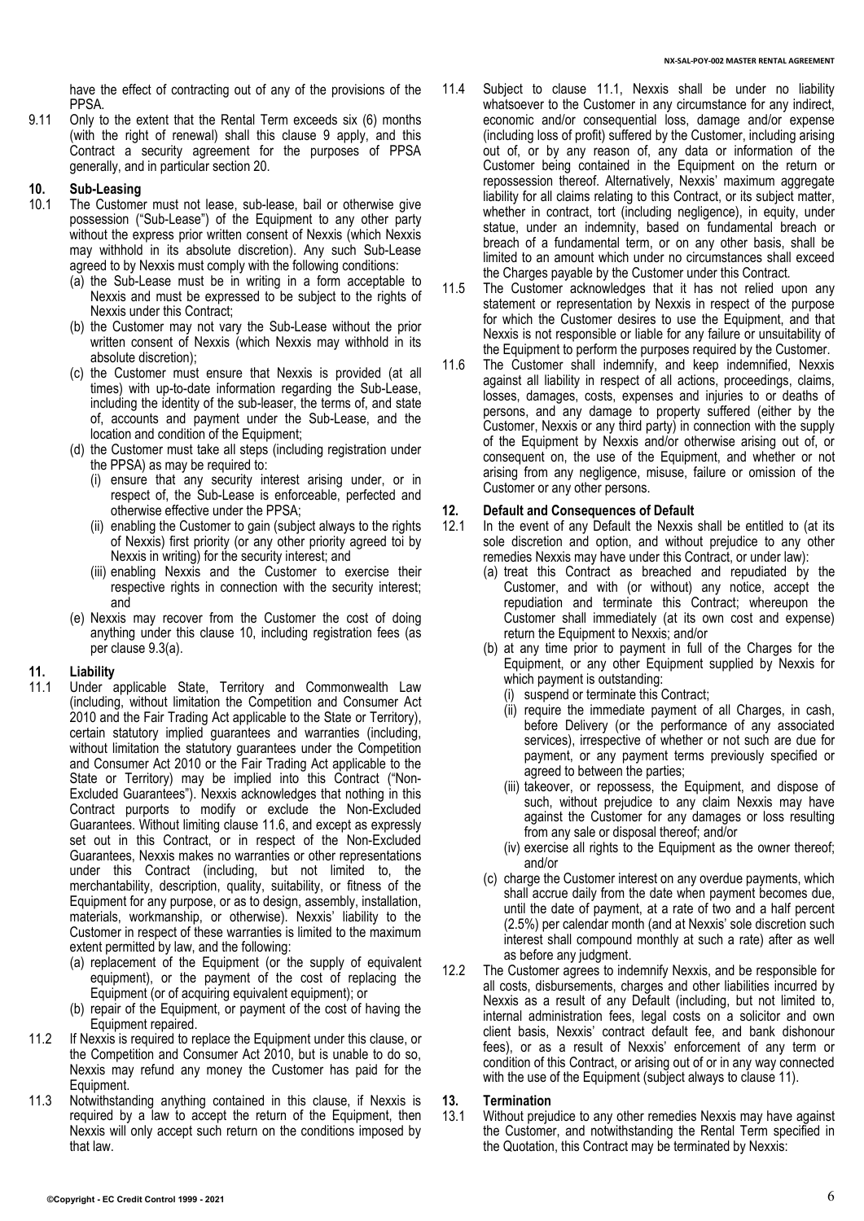have the effect of contracting out of any of the provisions of the PPSA.

9.11 Only to the extent that the Rental Term exceeds six (6) months (with the right of renewal) shall this clause 9 apply, and this Contract a security agreement for the purposes of PPSA generally, and in particular section 20.

## 10. Sub-Leasing

10.1 The Customer must not lease, sub-lease, bail or otherwise give possession ("Sub-Lease") of the Equipment to any other party without the express prior written consent of Nexxis (which Nexxis may withhold in its absolute discretion). Any such Sub-Lease agreed to by Nexxis must comply with the following conditions:

(a) the Sub-Lease must be in writing in a form acceptable to Nexxis and must be expressed to be subject to the rights of Nexxis under this Contract;

(b) the Customer may not vary the Sub-Lease without the prior written consent of Nexxis (which Nexxis may withhold in its absolute discretion);

(c) the Customer must ensure that Nexxis is provided (at all times) with up-to-date information regarding the Sub-Lease, including the identity of the sub-leaser, the terms of, and state of, accounts and payment under the Sub-Lease, and the location and condition of the Equipment;

(d) the Customer must take all steps (including registration under the PPSA) as may be required to:

(i) ensure that any security interest arising under, or in respect of, the Sub-Lease is enforceable, perfected and otherwise effective under the PPSA;

(ii) enabling the Customer to gain (subject always to the rights of Nexxis) first priority (or any other priority agreed toi by Nexxis in writing) for the security interest; and

(iii) enabling Nexxis and the Customer to exercise their respective rights in connection with the security interest; and

(e) Nexxis may recover from the Customer the cost of doing anything under this clause 10, including registration fees (as per clause 9.3(a).

## 11. Liability

11.1 Under applicable State, Territory and Commonwealth Law (including, without limitation the Competition and Consumer Act 2010 and the Fair Trading Act applicable to the State or Territory), certain statutory implied guarantees and warranties (including, without limitation the statutory guarantees under the Competition and Consumer Act 2010 or the Fair Trading Act applicable to the State or Territory) may be implied into this Contract ("Non-Excluded Guarantees"). Nexxis acknowledges that nothing in this Contract purports to modify or exclude the Non-Excluded Guarantees. Without limiting clause 11.6, and except as expressly set out in this Contract, or in respect of the Non-Excluded Guarantees, Nexxis makes no warranties or other representations under this Contract (including, but not limited to, the merchantability, description, quality, suitability, or fitness of the Equipment for any purpose, or as to design, assembly, installation, materials, workmanship, or otherwise). Nexxis' liability to the Customer in respect of these warranties is limited to the maximum extent permitted by law, and the following:

(a) replacement of the Equipment (or the supply of equivalent equipment), or the payment of the cost of replacing the Equipment (or of acquiring equivalent equipment); or

(b) repair of the Equipment, or payment of the cost of having the Equipment repaired.

11.2 If Nexxis is required to replace the Equipment under this clause, or the Competition and Consumer Act 2010, but is unable to do so, Nexxis may refund any money the Customer has paid for the Equipment.

11.3 Notwithstanding anything contained in this clause, if Nexxis is required by a law to accept the return of the Equipment, then Nexxis will only accept such return on the conditions imposed by that law.

11.4 Subject to clause 11.1, Nexxis shall be under no liability whatsoever to the Customer in any circumstance for any indirect, economic and/or consequential loss, damage and/or expense (including loss of profit) suffered by the Customer, including arising out of, or by any reason of, any data or information of the Customer being contained in the Equipment on the return or repossession thereof. Alternatively, Nexxis' maximum aggregate liability for all claims relating to this Contract, or its subject matter, whether in contract, tort (including negligence), in equity, under statue, under an indemnity, based on fundamental breach or breach of a fundamental term, or on any other basis, shall be limited to an amount which under no circumstances shall exceed the Charges payable by the Customer under this Contract.

11.5 The Customer acknowledges that it has not relied upon any statement or representation by Nexxis in respect of the purpose for which the Customer desires to use the Equipment, and that Nexxis is not responsible or liable for any failure or unsuitability of the Equipment to perform the purposes required by the Customer.

11.6 The Customer shall indemnify, and keep indemnified, Nexxis against all liability in respect of all actions, proceedings, claims, losses, damages, costs, expenses and injuries to or deaths of persons, and any damage to property suffered (either by the Customer, Nexxis or any third party) in connection with the supply of the Equipment by Nexxis and/or otherwise arising out of, or consequent on, the use of the Equipment, and whether or not arising from any negligence, misuse, failure or omission of the Customer or any other persons.

## 12. Default and Consequences of Default

12.1 In the event of any Default the Nexxis shall be entitled to (at its sole discretion and option, and without prejudice to any other remedies Nexxis may have under this Contract, or under law):

(a) treat this Contract as breached and repudiated by the Customer, and with (or without) any notice, accept the repudiation and terminate this Contract; whereupon the Customer shall immediately (at its own cost and expense) return the Equipment to Nexxis; and/or

(b) at any time prior to payment in full of the Charges for the Equipment, or any other Equipment supplied by Nexxis for which payment is outstanding:

(i) suspend or terminate this Contract;

(ii) require the immediate payment of all Charges, in cash, before Delivery (or the performance of any associated services), irrespective of whether or not such are due for payment, or any payment terms previously specified or agreed to between the parties;

(iii) takeover, or repossess, the Equipment, and dispose of such, without prejudice to any claim Nexxis may have against the Customer for any damages or loss resulting from any sale or disposal thereof; and/or

(iv) exercise all rights to the Equipment as the owner thereof; and/or

(c) charge the Customer interest on any overdue payments, which shall accrue daily from the date when payment becomes due, until the date of payment, at a rate of two and a half percent (2.5%) per calendar month (and at Nexxis' sole discretion such interest shall compound monthly at such a rate) after as well as before any judgment.

12.2 The Customer agrees to indemnify Nexxis, and be responsible for all costs, disbursements, charges and other liabilities incurred by Nexxis as a result of any Default (including, but not limited to, internal administration fees, legal costs on a solicitor and own client basis, Nexxis' contract default fee, and bank dishonour fees), or as a result of Nexxis' enforcement of any term or condition of this Contract, or arising out of or in any way connected with the use of the Equipment (subject always to clause 11).

## 13. Termination

13.1 Without prejudice to any other remedies Nexxis may have against the Customer, and notwithstanding the Rental Term specified in the Quotation, this Contract may be terminated by Nexxis: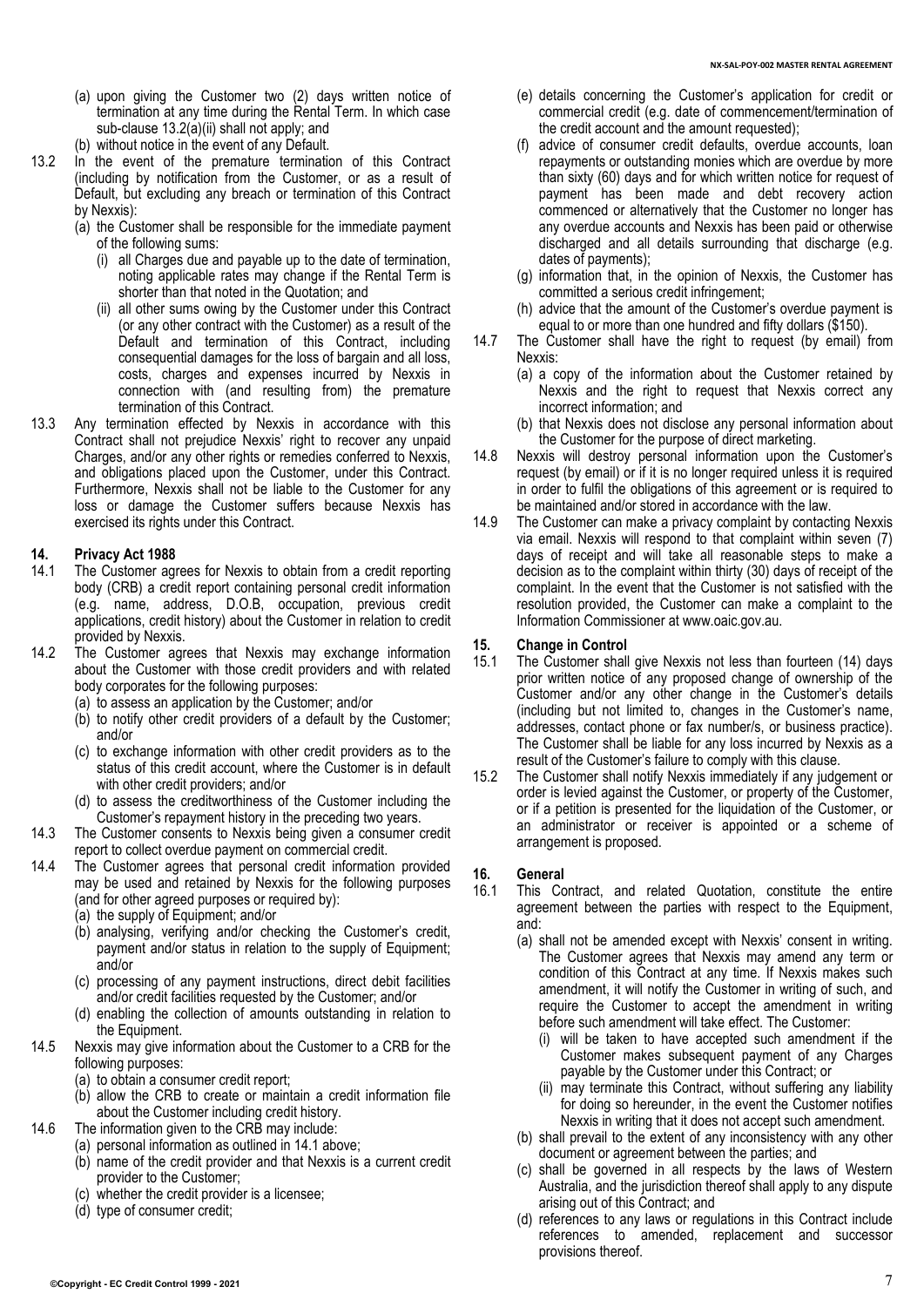(a) upon giving the Customer two (2) days written notice of termination at any time during the Rental Term. In which case sub-clause 13.2(a)(ii) shall not apply; and

(b) without notice in the event of any Default.

13.2 In the event of the premature termination of this Contract (including by notification from the Customer, or as a result of Default, but excluding any breach or termination of this Contract by Nexxis):

(a) the Customer shall be responsible for the immediate payment of the following sums:

(i) all Charges due and payable up to the date of termination, noting applicable rates may change if the Rental Term is shorter than that noted in the Quotation; and

(ii) all other sums owing by the Customer under this Contract (or any other contract with the Customer) as a result of the Default and termination of this Contract, including consequential damages for the loss of bargain and all loss, costs, charges and expenses incurred by Nexxis in connection with (and resulting from) the premature termination of this Contract.

13.3 Any termination effected by Nexxis in accordance with this Contract shall not prejudice Nexxis' right to recover any unpaid Charges, and/or any other rights or remedies conferred to Nexxis, and obligations placed upon the Customer, under this Contract. Furthermore, Nexxis shall not be liable to the Customer for any loss or damage the Customer suffers because Nexxis has exercised its rights under this Contract.

## 14. Privacy Act 1988

14.1 The Customer agrees for Nexxis to obtain from a credit reporting body (CRB) a credit report containing personal credit information (e.g. name, address, D.O.B, occupation, previous credit applications, credit history) about the Customer in relation to credit provided by Nexxis.

14.2 The Customer agrees that Nexxis may exchange information about the Customer with those credit providers and with related body corporates for the following purposes:

(a) to assess an application by the Customer; and/or

(b) to notify other credit providers of a default by the Customer; and/or

(c) to exchange information with other credit providers as to the status of this credit account, where the Customer is in default with other credit providers; and/or

(d) to assess the creditworthiness of the Customer including the Customer's repayment history in the preceding two years.

14.3 The Customer consents to Nexxis being given a consumer credit report to collect overdue payment on commercial credit.

14.4 The Customer agrees that personal credit information provided may be used and retained by Nexxis for the following purposes (and for other agreed purposes or required by):

(a) the supply of Equipment; and/or

(b) analysing, verifying and/or checking the Customer's credit, payment and/or status in relation to the supply of Equipment; and/or

(c) processing of any payment instructions, direct debit facilities and/or credit facilities requested by the Customer; and/or

(d) enabling the collection of amounts outstanding in relation to the Equipment.

14.5 Nexxis may give information about the Customer to a CRB for the following purposes:

(a) to obtain a consumer credit report;

(b) allow the CRB to create or maintain a credit information file about the Customer including credit history.

14.6 The information given to the CRB may include:

(a) personal information as outlined in 14.1 above;

(b) name of the credit provider and that Nexxis is a current credit provider to the Customer;

(c) whether the credit provider is a licensee;

(d) type of consumer credit;

(e) details concerning the Customer's application for credit or commercial credit (e.g. date of commencement/termination of the credit account and the amount requested);

(f) advice of consumer credit defaults, overdue accounts, loan repayments or outstanding monies which are overdue by more than sixty (60) days and for which written notice for request of payment has been made and debt recovery action commenced or alternatively that the Customer no longer has any overdue accounts and Nexxis has been paid or otherwise discharged and all details surrounding that discharge (e.g. dates of payments);

(g) information that, in the opinion of Nexxis, the Customer has committed a serious credit infringement;

(h) advice that the amount of the Customer's overdue payment is equal to or more than one hundred and fifty dollars ($150).

14.7 The Customer shall have the right to request (by email) from Nexxis:

(a) a copy of the information about the Customer retained by Nexxis and the right to request that Nexxis correct any incorrect information; and

(b) that Nexxis does not disclose any personal information about the Customer for the purpose of direct marketing.

14.8 Nexxis will destroy personal information upon the Customer's request (by email) or if it is no longer required unless it is required in order to fulfil the obligations of this agreement or is required to be maintained and/or stored in accordance with the law.

14.9 The Customer can make a privacy complaint by contacting Nexxis via email. Nexxis will respond to that complaint within seven (7) days of receipt and will take all reasonable steps to make a decision as to the complaint within thirty (30) days of receipt of the complaint. In the event that the Customer is not satisfied with the resolution provided, the Customer can make a complaint to the Information Commissioner at www.oaic.gov.au.

## 15. Change in Control

15.1 The Customer shall give Nexxis not less than fourteen (14) days prior written notice of any proposed change of ownership of the Customer and/or any other change in the Customer's details (including but not limited to, changes in the Customer's name, addresses, contact phone or fax number/s, or business practice). The Customer shall be liable for any loss incurred by Nexxis as a result of the Customer's failure to comply with this clause.

15.2 The Customer shall notify Nexxis immediately if any judgement or order is levied against the Customer, or property of the Customer, or if a petition is presented for the liquidation of the Customer, or an administrator or receiver is appointed or a scheme of arrangement is proposed.

## 16. General

16.1 This Contract, and related Quotation, constitute the entire agreement between the parties with respect to the Equipment, and:

(a) shall not be amended except with Nexxis' consent in writing. The Customer agrees that Nexxis may amend any term or condition of this Contract at any time. If Nexxis makes such amendment, it will notify the Customer in writing of such, and require the Customer to accept the amendment in writing before such amendment will take effect. The Customer:

(i) will be taken to have accepted such amendment if the Customer makes subsequent payment of any Charges payable by the Customer under this Contract; or

(ii) may terminate this Contract, without suffering any liability for doing so hereunder, in the event the Customer notifies Nexxis in writing that it does not accept such amendment.

(b) shall prevail to the extent of any inconsistency with any other document or agreement between the parties; and

(c) shall be governed in all respects by the laws of Western Australia, and the jurisdiction thereof shall apply to any dispute arising out of this Contract; and

(d) references to any laws or regulations in this Contract include references to amended, replacement and successor provisions thereof.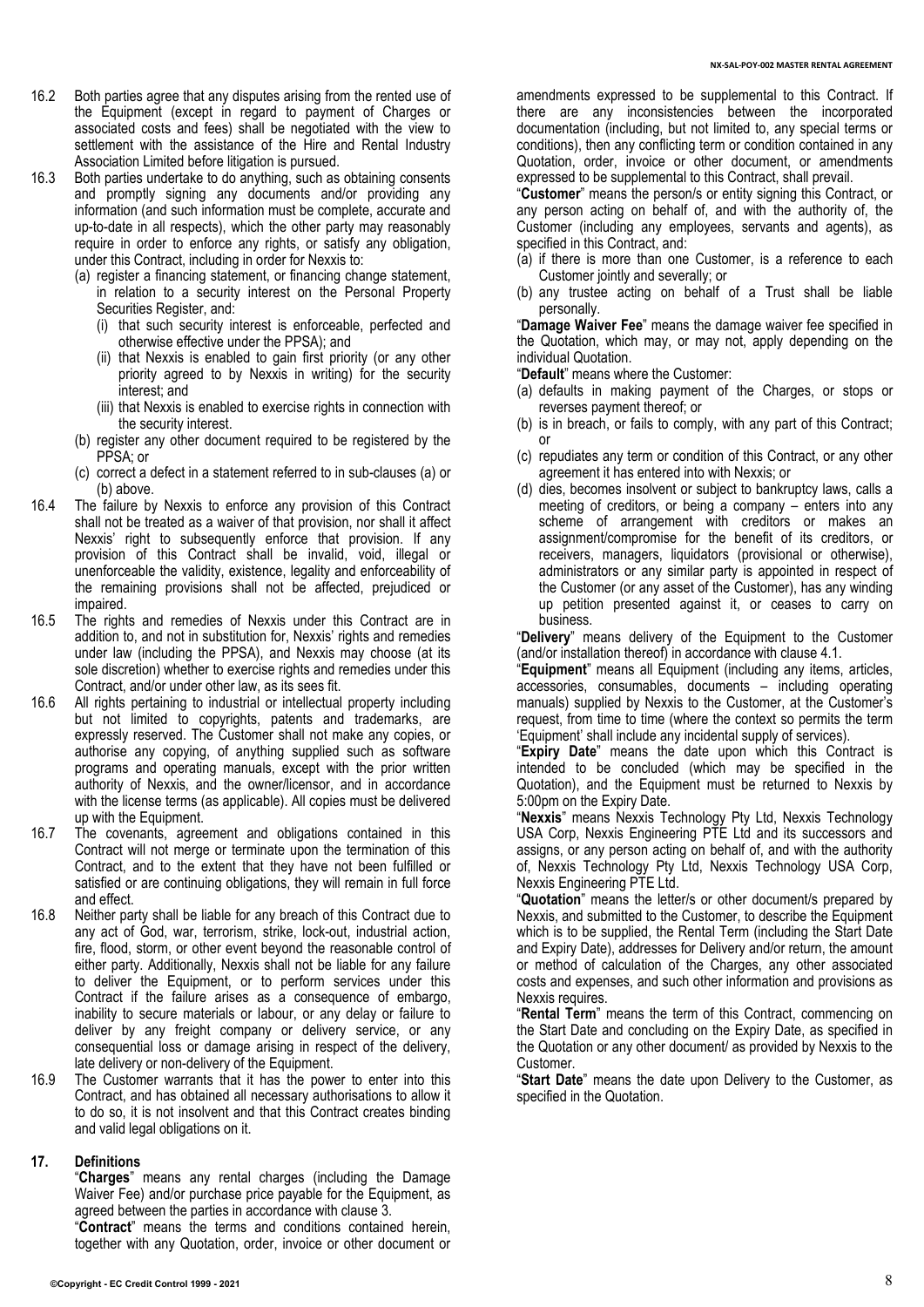16.2 Both parties agree that any disputes arising from the rented use of the Equipment (except in regard to payment of Charges or associated costs and fees) shall be negotiated with the view to settlement with the assistance of the Hire and Rental Industry Association Limited before litigation is pursued.

16.3 Both parties undertake to do anything, such as obtaining consents and promptly signing any documents and/or providing any information (and such information must be complete, accurate and up-to-date in all respects), which the other party may reasonably require in order to enforce any rights, or satisfy any obligation, under this Contract, including in order for Nexxis to:

(a) register a financing statement, or financing change statement, in relation to a security interest on the Personal Property Securities Register, and:
   (i) that such security interest is enforceable, perfected and otherwise effective under the PPSA); and
   (ii) that Nexxis is enabled to gain first priority (or any other priority agreed to by Nexxis in writing) for the security interest; and
   (iii) that Nexxis is enabled to exercise rights in connection with the security interest.

(b) register any other document required to be registered by the PPSA; or

(c) correct a defect in a statement referred to in sub-clauses (a) or (b) above.

16.4 The failure by Nexxis to enforce any provision of this Contract shall not be treated as a waiver of that provision, nor shall it affect Nexxis' right to subsequently enforce that provision. If any provision of this Contract shall be invalid, void, illegal or unenforceable the validity, existence, legality and enforceability of the remaining provisions shall not be affected, prejudiced or impaired.

16.5 The rights and remedies of Nexxis under this Contract are in addition to, and not in substitution for, Nexxis' rights and remedies under law (including the PPSA), and Nexxis may choose (at its sole discretion) whether to exercise rights and remedies under this Contract, and/or under other law, as its sees fit.

16.6 All rights pertaining to industrial or intellectual property including but not limited to copyrights, patents and trademarks, are expressly reserved. The Customer shall not make any copies, or authorise any copying, of anything supplied such as software programs and operating manuals, except with the prior written authority of Nexxis, and the owner/licensor, and in accordance with the license terms (as applicable). All copies must be delivered up with the Equipment.

16.7 The covenants, agreement and obligations contained in this Contract will not merge or terminate upon the termination of this Contract, and to the extent that they have not been fulfilled or satisfied or are continuing obligations, they will remain in full force and effect.

16.8 Neither party shall be liable for any breach of this Contract due to any act of God, war, terrorism, strike, lock-out, industrial action, fire, flood, storm, or other event beyond the reasonable control of either party. Additionally, Nexxis shall not be liable for any failure to deliver the Equipment, or to perform services under this Contract if the failure arises as a consequence of embargo, inability to secure materials or labour, or any delay or failure to deliver by any freight company or delivery service, or any consequential loss or damage arising in respect of the delivery, late delivery or non-delivery of the Equipment.

16.9 The Customer warrants that it has the power to enter into this Contract, and has obtained all necessary authorisations to allow it to do so, it is not insolvent and that this Contract creates binding and valid legal obligations on it.

## 17. Definitions

"**Charges**" means any rental charges (including the Damage Waiver Fee) and/or purchase price payable for the Equipment, as agreed between the parties in accordance with clause 3.

"**Contract**" means the terms and conditions contained herein, together with any Quotation, order, invoice or other document or amendments expressed to be supplemental to this Contract. If there are any inconsistencies between the incorporated documentation (including, but not limited to, any special terms or conditions), then any conflicting term or condition contained in any Quotation, order, invoice or other document, or amendments expressed to be supplemental to this Contract, shall prevail.

"**Customer**" means the person/s or entity signing this Contract, or any person acting on behalf of, and with the authority of, the Customer (including any employees, servants and agents), as specified in this Contract, and:

(a) if there is more than one Customer, is a reference to each Customer jointly and severally; or

(b) any trustee acting on behalf of a Trust shall be liable personally.

"**Damage Waiver Fee**" means the damage waiver fee specified in the Quotation, which may, or may not, apply depending on the individual Quotation.

"**Default**" means where the Customer:

(a) defaults in making payment of the Charges, or stops or reverses payment thereof; or

(b) is in breach, or fails to comply, with any part of this Contract; or

(c) repudiates any term or condition of this Contract, or any other agreement it has entered into with Nexxis; or

(d) dies, becomes insolvent or subject to bankruptcy laws, calls a meeting of creditors, or being a company – enters into any scheme of arrangement with creditors or makes an assignment/compromise for the benefit of its creditors, or receivers, managers, liquidators (provisional or otherwise), administrators or any similar party is appointed in respect of the Customer (or any asset of the Customer), has any winding up petition presented against it, or ceases to carry on business.

"**Delivery**" means delivery of the Equipment to the Customer (and/or installation thereof) in accordance with clause 4.1.

"**Equipment**" means all Equipment (including any items, articles, accessories, consumables, documents – including operating manuals) supplied by Nexxis to the Customer, at the Customer's request, from time to time (where the context so permits the term 'Equipment' shall include any incidental supply of services).

"**Expiry Date**" means the date upon which this Contract is intended to be concluded (which may be specified in the Quotation), and the Equipment must be returned to Nexxis by 5:00pm on the Expiry Date.

"**Nexxis**" means Nexxis Technology Pty Ltd, Nexxis Technology USA Corp, Nexxis Engineering PTE Ltd and its successors and assigns, or any person acting on behalf of, and with the authority of, Nexxis Technology Pty Ltd, Nexxis Technology USA Corp, Nexxis Engineering PTE Ltd.

"**Quotation**" means the letter/s or other document/s prepared by Nexxis, and submitted to the Customer, to describe the Equipment which is to be supplied, the Rental Term (including the Start Date and Expiry Date), addresses for Delivery and/or return, the amount or method of calculation of the Charges, any other associated costs and expenses, and such other information and provisions as Nexxis requires.

"**Rental Term**" means the term of this Contract, commencing on the Start Date and concluding on the Expiry Date, as specified in the Quotation or any other document/ as provided by Nexxis to the Customer.

"**Start Date**" means the date upon Delivery to the Customer, as specified in the Quotation.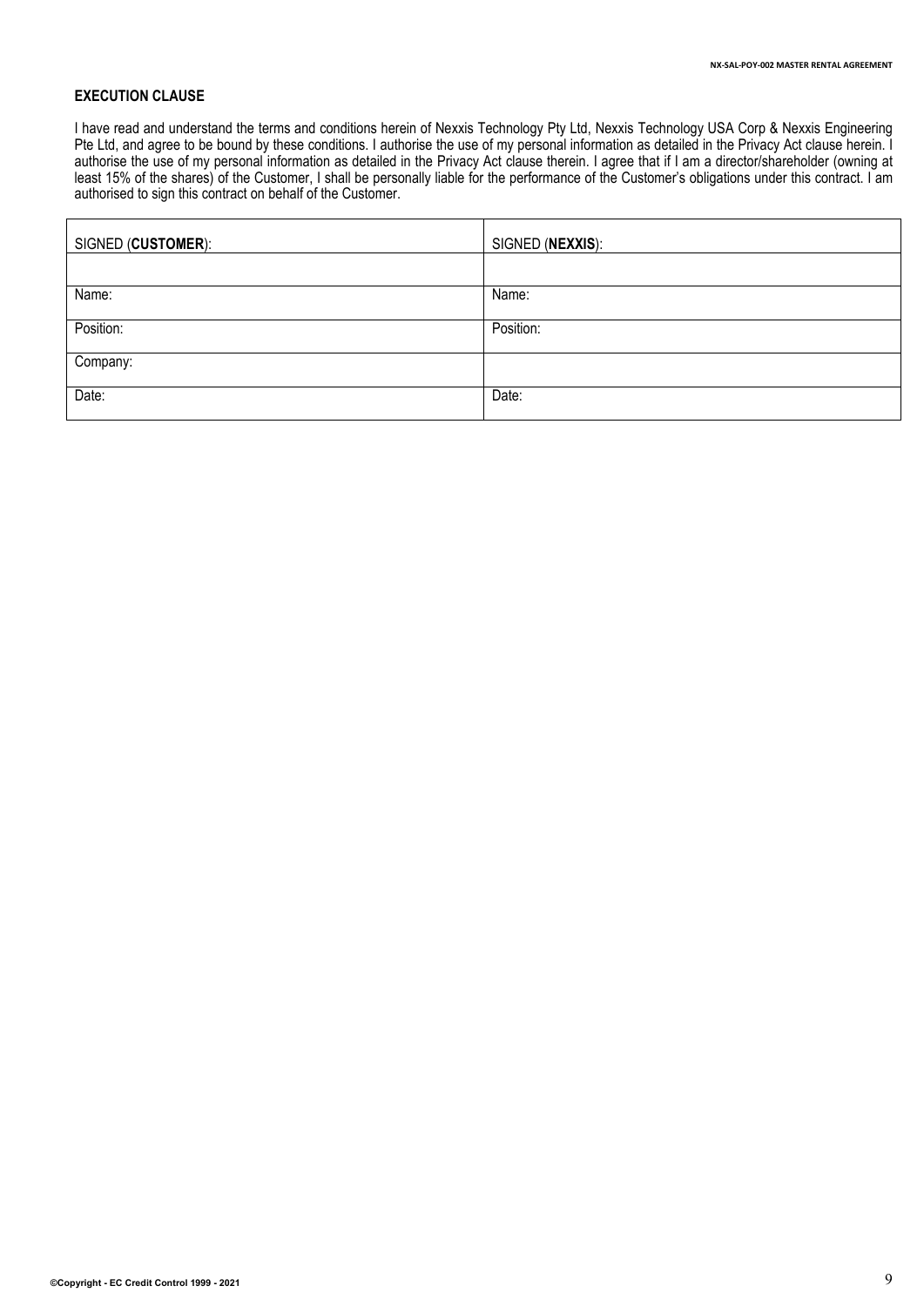**EXECUTION CLAUSE**

I have read and understand the terms and conditions herein of Nexxis Technology Pty Ltd, Nexxis Technology USA Corp & Nexxis Engineering Pte Ltd, and agree to be bound by these conditions. I authorise the use of my personal information as detailed in the Privacy Act clause herein. I authorise the use of my personal information as detailed in the Privacy Act clause therein. I agree that if I am a director/shareholder (owning at least 15% of the shares) of the Customer, I shall be personally liable for the performance of the Customer's obligations under this contract. I am authorised to sign this contract on behalf of the Customer.

| SIGNED (**CUSTOMER**): | SIGNED (**NEXXIS**): |
|---|---|
| | |
| Name: | Name: |
| Position: | Position: |
| Company: | |
| Date: | Date: |

©Copyright - EC Credit Control 1999 - 2021